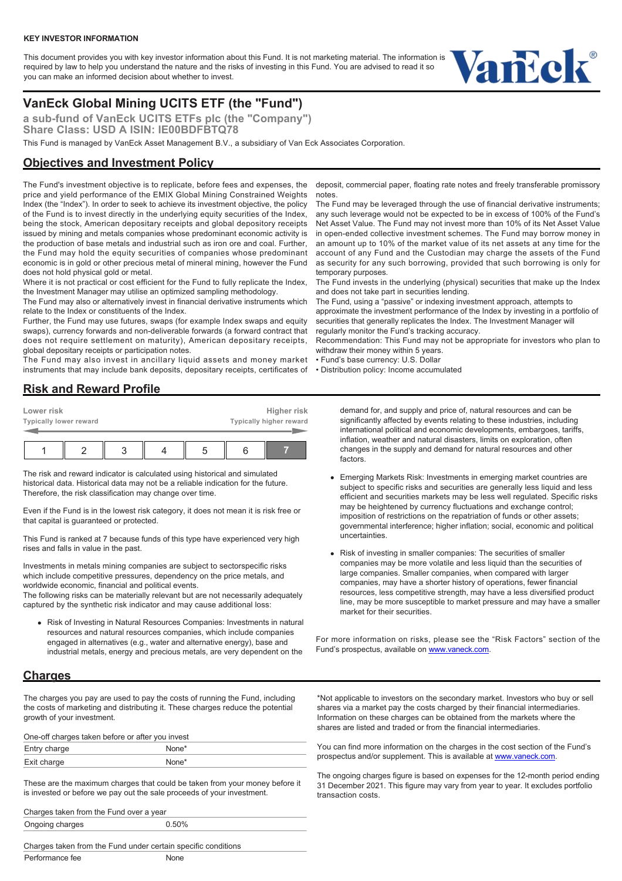**KEY INVESTOR INFORMATION**

This document provides you with key investor information about this Fund. It is not marketing material. The information is required by law to help you understand the nature and the risks of investing in this Fund. You are advised to read it so you can make an informed decision about whether to invest.

# VanEck Global Mining UCITS ETF (the "Fund")

**a sub-fund of VanEck UCITS ETFs plc (the "Company")**
**Share Class: USD A ISIN: IE00BDFBTQ78**

This Fund is managed by VanEck Asset Management B.V., a subsidiary of Van Eck Associates Corporation.

## Objectives and Investment Policy

The Fund's investment objective is to replicate, before fees and expenses, the price and yield performance of the EMIX Global Mining Constrained Weights Index (the "Index"). In order to seek to achieve its investment objective, the policy of the Fund is to invest directly in the underlying equity securities of the Index, being the stock, American depositary receipts and global depository receipts issued by mining and metals companies whose predominant economic activity is in the production of base metals and industrial such as iron ore and coal. Further, the Fund may hold the equity securities of companies whose predominant economic is in gold or other precious metal of mineral mining, however the Fund does not hold physical gold or metal.

Where it is not practical or cost efficient for the Fund to fully replicate the Index, the Investment Manager may utilise an optimized sampling methodology.

The Fund may also or alternatively invest in financial derivative instruments which relate to the Index or constituents of the Index.

Further, the Fund may use futures, swaps (for example Index swaps and equity swaps), currency forwards and non-deliverable forwards (a forward contract that does not require settlement on maturity), American depositary receipts, global depositary receipts or participation notes.

The Fund may also invest in ancillary liquid assets and money market instruments that may include bank deposits, depositary receipts, certificates of deposit, commercial paper, floating rate notes and freely transferable promissory notes.

The Fund may be leveraged through the use of financial derivative instruments; any such leverage would not be expected to be in excess of 100% of the Fund's Net Asset Value. The Fund may not invest more than 10% of its Net Asset Value in open-ended collective investment schemes. The Fund may borrow money in an amount up to 10% of the market value of its net assets at any time for the account of any Fund and the Custodian may charge the assets of the Fund as security for any such borrowing, provided that such borrowing is only for temporary purposes.

The Fund invests in the underlying (physical) securities that make up the Index and does not take part in securities lending.

The Fund, using a "passive" or indexing investment approach, attempts to approximate the investment performance of the Index by investing in a portfolio of securities that generally replicates the Index. The Investment Manager will regularly monitor the Fund's tracking accuracy.

Recommendation: This Fund may not be appropriate for investors who plan to withdraw their money within 5 years.

- Fund's base currency: U.S. Dollar
- Distribution policy: Income accumulated

## Risk and Reward Profile

| Lower risk | | | | | | Higher risk |
|---|---|---|---|---|---|---|
| Typically lower reward | | | | | | Typically higher reward |
| 1 | 2 | 3 | 4 | 5 | 6 | **7** |

The risk and reward indicator is calculated using historical and simulated historical data. Historical data may not be a reliable indication for the future. Therefore, the risk classification may change over time.

Even if the Fund is in the lowest risk category, it does not mean it is risk free or that capital is guaranteed or protected.

This Fund is ranked at 7 because funds of this type have experienced very high rises and falls in value in the past.

Investments in metals mining companies are subject to sectorspecific risks which include competitive pressures, dependency on the price metals, and worldwide economic, financial and political events.

The following risks can be materially relevant but are not necessarily adequately captured by the synthetic risk indicator and may cause additional loss:

- Risk of Investing in Natural Resources Companies: Investments in natural resources and natural resources companies, which include companies engaged in alternatives (e.g., water and alternative energy), base and industrial metals, energy and precious metals, are very dependent on the demand for, and supply and price of, natural resources and can be significantly affected by events relating to these industries, including international political and economic developments, embargoes, tariffs, inflation, weather and natural disasters, limits on exploration, often changes in the supply and demand for natural resources and other factors.
- Emerging Markets Risk: Investments in emerging market countries are subject to specific risks and securities are generally less liquid and less efficient and securities markets may be less well regulated. Specific risks may be heightened by currency fluctuations and exchange control; imposition of restrictions on the repatriation of funds or other assets; governmental interference; higher inflation; social, economic and political uncertainties.
- Risk of investing in smaller companies: The securities of smaller companies may be more volatile and less liquid than the securities of large companies. Smaller companies, when compared with larger companies, may have a shorter history of operations, fewer financial resources, less competitive strength, may have a less diversified product line, may be more susceptible to market pressure and may have a smaller market for their securities.

For more information on risks, please see the "Risk Factors" section of the Fund's prospectus, available on www.vaneck.com.

## Charges

The charges you pay are used to pay the costs of running the Fund, including the costs of marketing and distributing it. These charges reduce the potential growth of your investment.

| One-off charges taken before or after you invest | |
|---|---|
| Entry charge | None* |
| Exit charge | None* |

These are the maximum charges that could be taken from your money before it is invested or before we pay out the sale proceeds of your investment.

| Charges taken from the Fund over a year | |
|---|---|
| Ongoing charges | 0.50% |

| Charges taken from the Fund under certain specific conditions | |
|---|---|
| Performance fee | None |

*Not applicable to investors on the secondary market. Investors who buy or sell shares via a market pay the costs charged by their financial intermediaries. Information on these charges can be obtained from the markets where the shares are listed and traded or from the financial intermediaries.

You can find more information on the charges in the cost section of the Fund's prospectus and/or supplement. This is available at www.vaneck.com.

The ongoing charges figure is based on expenses for the 12-month period ending 31 December 2021. This figure may vary from year to year. It excludes portfolio transaction costs.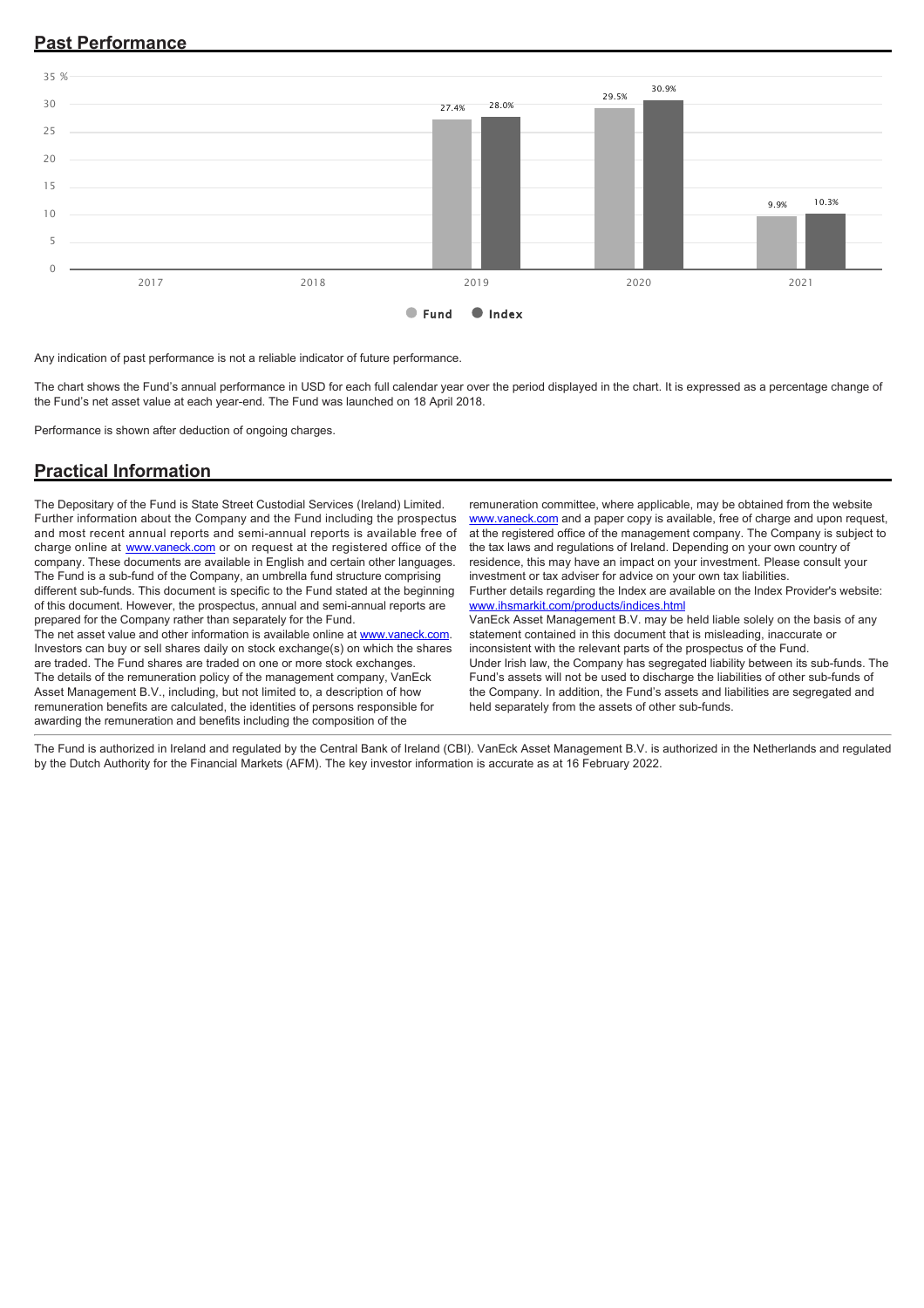## Past Performance

35 %
30
25
20
15
10
5
0

2017
2018
2019
2020
2021

27.4%
28.0%
29.5%
30.9%
9.9%
10.3%

Fund
Index

Any indication of past performance is not a reliable indicator of future performance.

The chart shows the Fund's annual performance in USD for each full calendar year over the period displayed in the chart. It is expressed as a percentage change of the Fund's net asset value at each year-end. The Fund was launched on 18 April 2018.

Performance is shown after deduction of ongoing charges.

## Practical Information

The Depositary of the Fund is State Street Custodial Services (Ireland) Limited.
Further information about the Company and the Fund including the prospectus and most recent annual reports and semi-annual reports is available free of charge online at www.vaneck.com or on request at the registered office of the company. These documents are available in English and certain other languages.
The Fund is a sub-fund of the Company, an umbrella fund structure comprising different sub-funds. This document is specific to the Fund stated at the beginning of this document. However, the prospectus, annual and semi-annual reports are prepared for the Company rather than separately for the Fund.
The net asset value and other information is available online at www.vaneck.com.
Investors can buy or sell shares daily on stock exchange(s) on which the shares are traded. The Fund shares are traded on one or more stock exchanges.
The details of the remuneration policy of the management company, VanEck Asset Management B.V., including, but not limited to, a description of how remuneration benefits are calculated, the identities of persons responsible for awarding the remuneration and benefits including the composition of the remuneration committee, where applicable, may be obtained from the website www.vaneck.com and a paper copy is available, free of charge and upon request, at the registered office of the management company. The Company is subject to the tax laws and regulations of Ireland. Depending on your own country of residence, this may have an impact on your investment. Please consult your investment or tax adviser for advice on your own tax liabilities.
Further details regarding the Index are available on the Index Provider's website: www.ihsmarkit.com/products/indices.html
VanEck Asset Management B.V. may be held liable solely on the basis of any statement contained in this document that is misleading, inaccurate or inconsistent with the relevant parts of the prospectus of the Fund.
Under Irish law, the Company has segregated liability between its sub-funds. The Fund's assets will not be used to discharge the liabilities of other sub-funds of the Company. In addition, the Fund's assets and liabilities are segregated and held separately from the assets of other sub-funds.

The Fund is authorized in Ireland and regulated by the Central Bank of Ireland (CBI). VanEck Asset Management B.V. is authorized in the Netherlands and regulated by the Dutch Authority for the Financial Markets (AFM). The key investor information is accurate as at 16 February 2022.